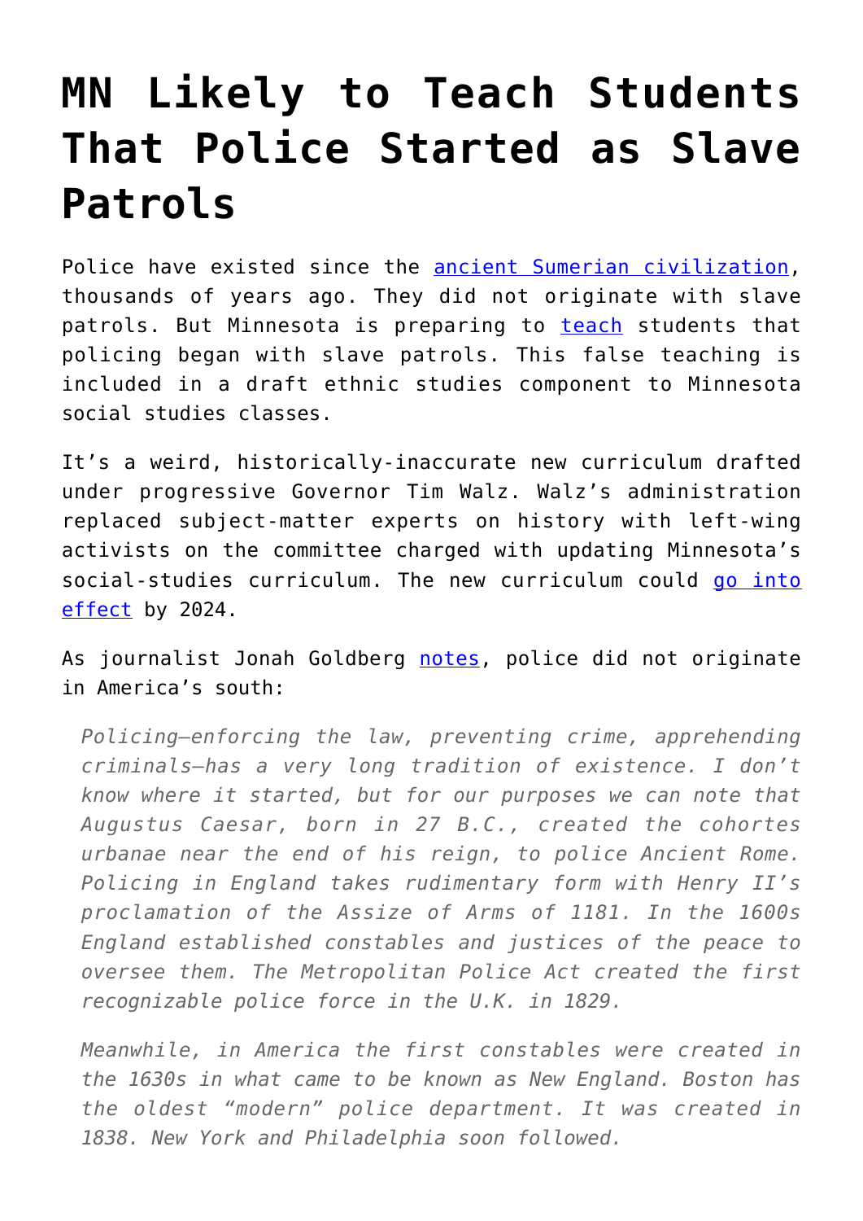# MN Likely to Teach Students That Police Started as Slave Patrols

Police have existed since the ancient Sumerian civilization, thousands of years ago. They did not originate with slave patrols. But Minnesota is preparing to teach students that policing began with slave patrols. This false teaching is included in a draft ethnic studies component to Minnesota social studies classes.

It's a weird, historically-inaccurate new curriculum drafted under progressive Governor Tim Walz. Walz's administration replaced subject-matter experts on history with left-wing activists on the committee charged with updating Minnesota's social-studies curriculum. The new curriculum could go into effect by 2024.

As journalist Jonah Goldberg notes, police did not originate in America's south:

> *Policing—enforcing the law, preventing crime, apprehending criminals—has a very long tradition of existence. I don't know where it started, but for our purposes we can note that Augustus Caesar, born in 27 B.C., created the cohortes urbanae near the end of his reign, to police Ancient Rome. Policing in England takes rudimentary form with Henry II's proclamation of the Assize of Arms of 1181. In the 1600s England established constables and justices of the peace to oversee them. The Metropolitan Police Act created the first recognizable police force in the U.K. in 1829.*
>
> *Meanwhile, in America the first constables were created in the 1630s in what came to be known as New England. Boston has the oldest "modern" police department. It was created in 1838. New York and Philadelphia soon followed.*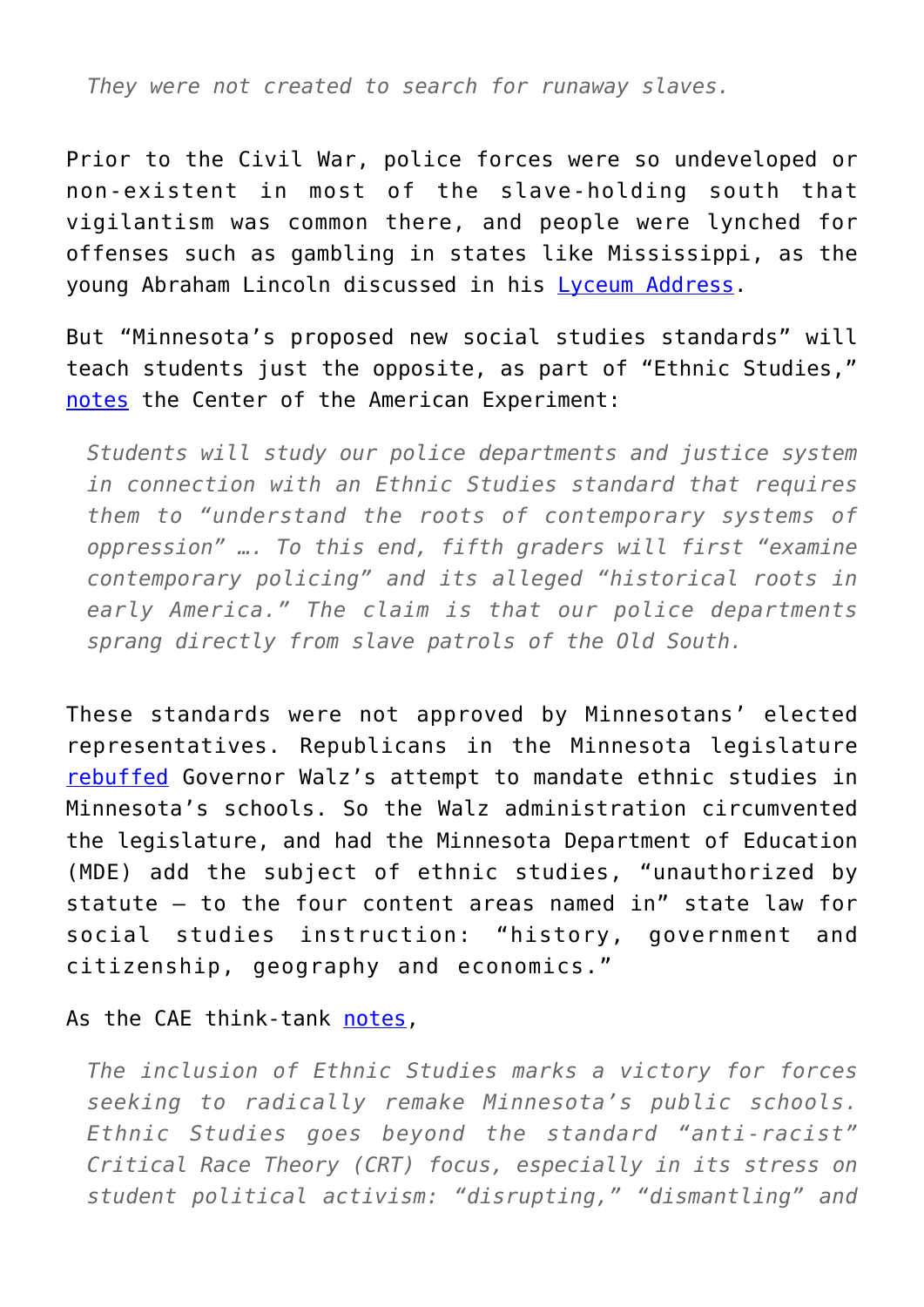> *They were not created to search for runaway slaves.*

Prior to the Civil War, police forces were so undeveloped or non-existent in most of the slave-holding south that vigilantism was common there, and people were lynched for offenses such as gambling in states like Mississippi, as the young Abraham Lincoln discussed in his Lyceum Address.

But "Minnesota's proposed new social studies standards" will teach students just the opposite, as part of "Ethnic Studies," notes the Center of the American Experiment:

> *Students will study our police departments and justice system in connection with an Ethnic Studies standard that requires them to "understand the roots of contemporary systems of oppression" …. To this end, fifth graders will first "examine contemporary policing" and its alleged "historical roots in early America." The claim is that our police departments sprang directly from slave patrols of the Old South.*

These standards were not approved by Minnesotans' elected representatives. Republicans in the Minnesota legislature rebuffed Governor Walz's attempt to mandate ethnic studies in Minnesota's schools. So the Walz administration circumvented the legislature, and had the Minnesota Department of Education (MDE) add the subject of ethnic studies, "unauthorized by statute — to the four content areas named in" state law for social studies instruction: "history, government and citizenship, geography and economics."

As the CAE think-tank notes,

> *The inclusion of Ethnic Studies marks a victory for forces seeking to radically remake Minnesota's public schools. Ethnic Studies goes beyond the standard "anti-racist" Critical Race Theory (CRT) focus, especially in its stress on student political activism: "disrupting," "dismantling" and*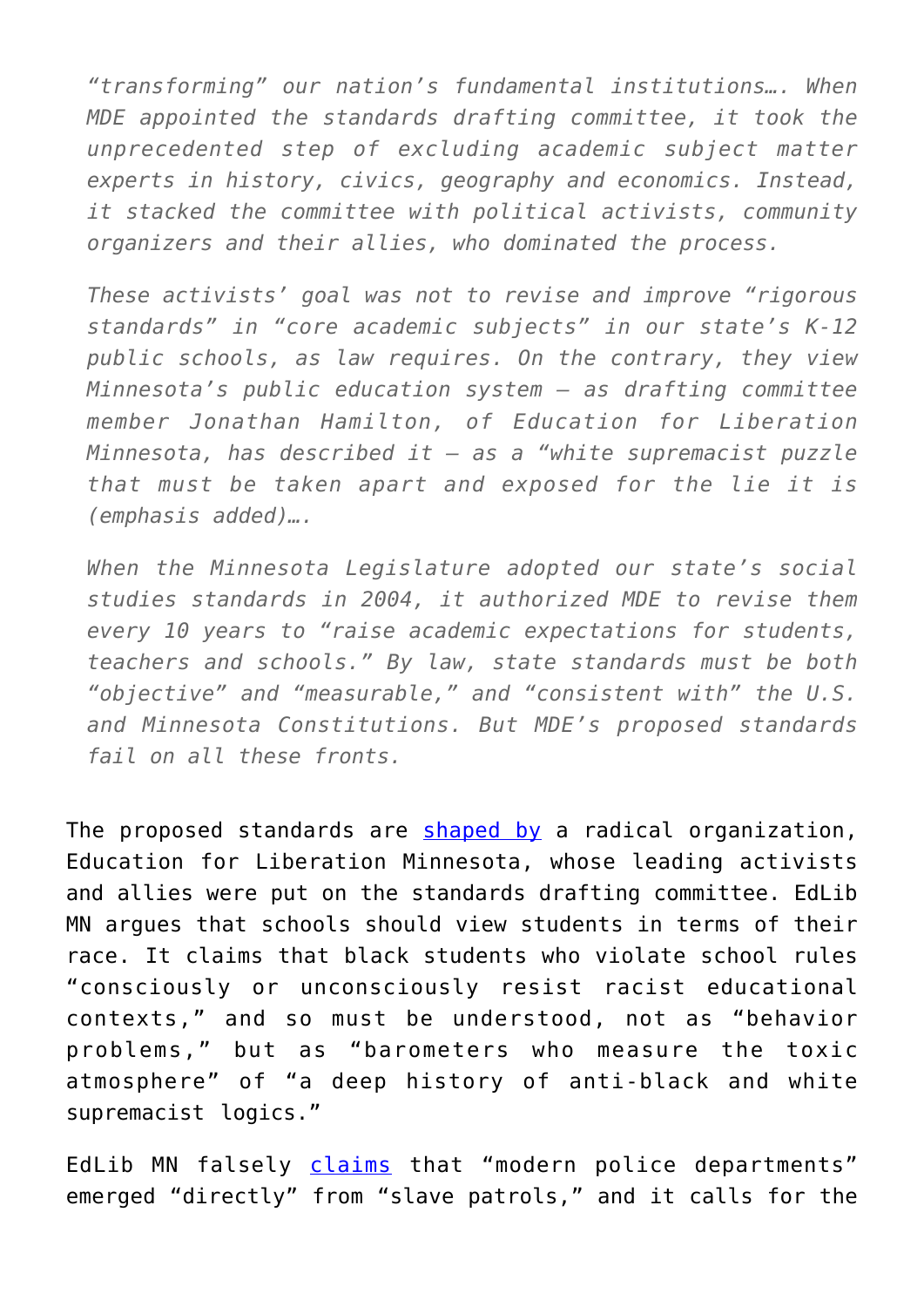*"transforming" our nation's fundamental institutions…. When MDE appointed the standards drafting committee, it took the unprecedented step of excluding academic subject matter experts in history, civics, geography and economics. Instead, it stacked the committee with political activists, community organizers and their allies, who dominated the process.*

*These activists' goal was not to revise and improve "rigorous standards" in "core academic subjects" in our state's K-12 public schools, as law requires. On the contrary, they view Minnesota's public education system — as drafting committee member Jonathan Hamilton, of Education for Liberation Minnesota, has described it — as a "white supremacist puzzle that must be taken apart and exposed for the lie it is (emphasis added)….*

*When the Minnesota Legislature adopted our state's social studies standards in 2004, it authorized MDE to revise them every 10 years to "raise academic expectations for students, teachers and schools." By law, state standards must be both "objective" and "measurable," and "consistent with" the U.S. and Minnesota Constitutions. But MDE's proposed standards fail on all these fronts.*

The proposed standards are shaped by a radical organization, Education for Liberation Minnesota, whose leading activists and allies were put on the standards drafting committee. EdLib MN argues that schools should view students in terms of their race. It claims that black students who violate school rules "consciously or unconsciously resist racist educational contexts," and so must be understood, not as "behavior problems," but as "barometers who measure the toxic atmosphere" of "a deep history of anti-black and white supremacist logics."

EdLib MN falsely claims that "modern police departments" emerged "directly" from "slave patrols," and it calls for the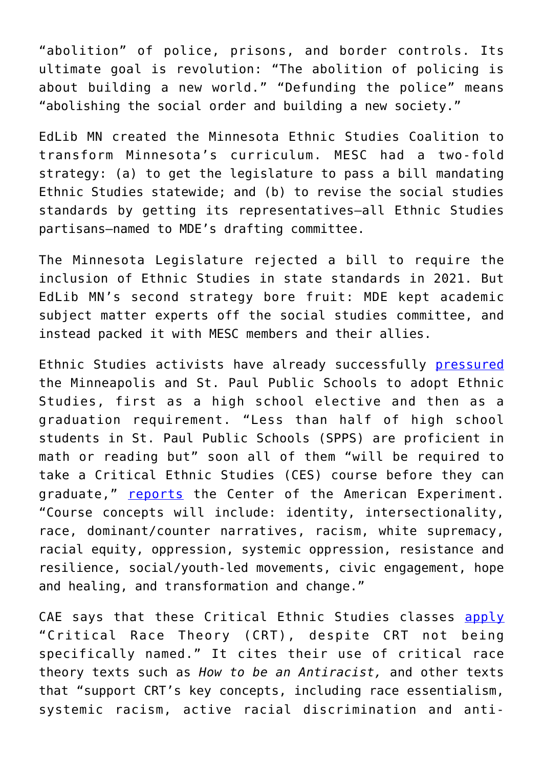"abolition" of police, prisons, and border controls. Its ultimate goal is revolution: "The abolition of policing is about building a new world." "Defunding the police" means "abolishing the social order and building a new society."

EdLib MN created the Minnesota Ethnic Studies Coalition to transform Minnesota's curriculum. MESC had a two-fold strategy: (a) to get the legislature to pass a bill mandating Ethnic Studies statewide; and (b) to revise the social studies standards by getting its representatives—all Ethnic Studies partisans—named to MDE's drafting committee.

The Minnesota Legislature rejected a bill to require the inclusion of Ethnic Studies in state standards in 2021. But EdLib MN's second strategy bore fruit: MDE kept academic subject matter experts off the social studies committee, and instead packed it with MESC members and their allies.

Ethnic Studies activists have already successfully pressured the Minneapolis and St. Paul Public Schools to adopt Ethnic Studies, first as a high school elective and then as a graduation requirement. "Less than half of high school students in St. Paul Public Schools (SPPS) are proficient in math or reading but" soon all of them "will be required to take a Critical Ethnic Studies (CES) course before they can graduate," reports the Center of the American Experiment. "Course concepts will include: identity, intersectionality, race, dominant/counter narratives, racism, white supremacy, racial equity, oppression, systemic oppression, resistance and resilience, social/youth-led movements, civic engagement, hope and healing, and transformation and change."

CAE says that these Critical Ethnic Studies classes apply "Critical Race Theory (CRT), despite CRT not being specifically named." It cites their use of critical race theory texts such as *How to be an Antiracist,* and other texts that "support CRT's key concepts, including race essentialism, systemic racism, active racial discrimination and anti-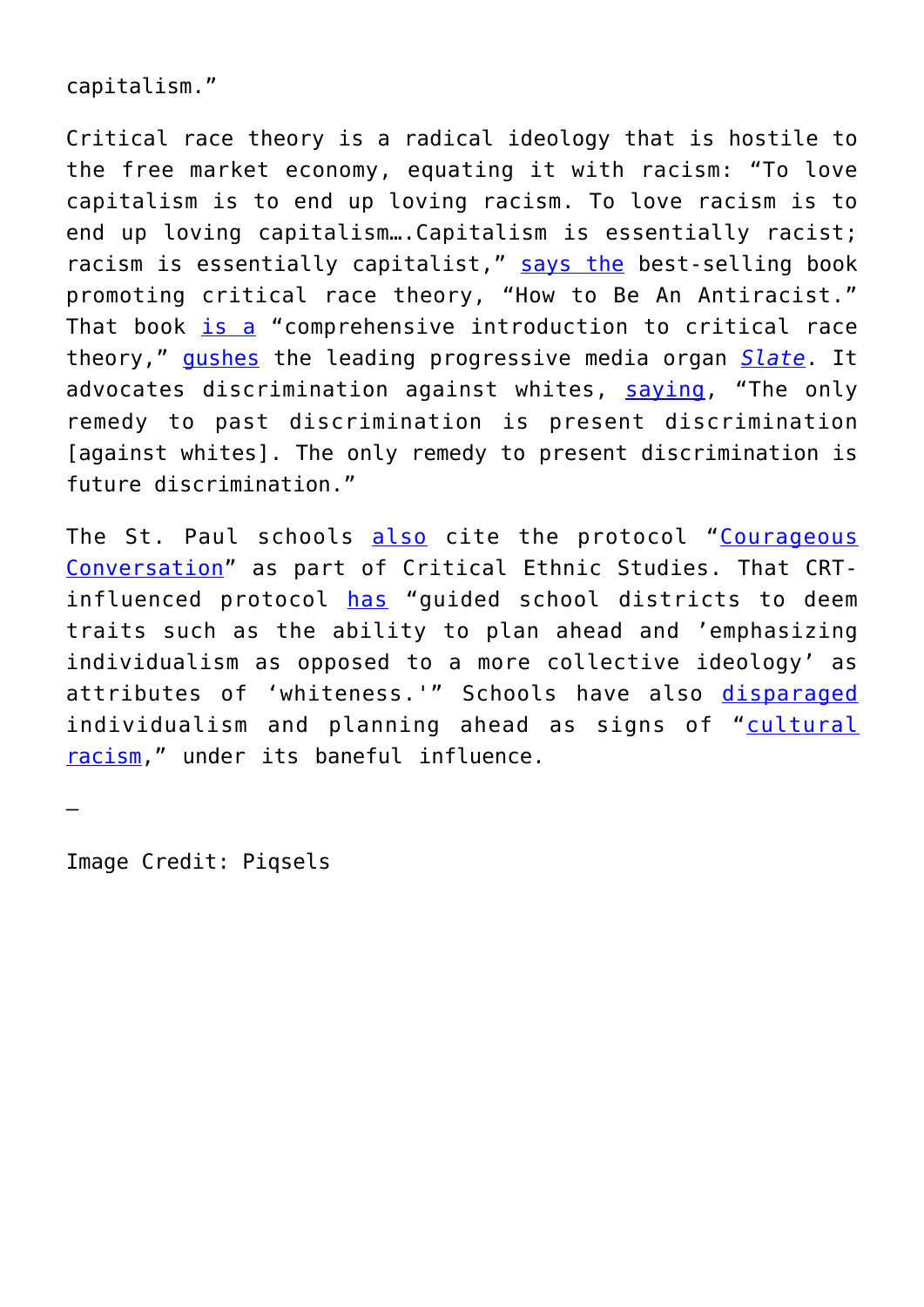capitalism."

Critical race theory is a radical ideology that is hostile to the free market economy, equating it with racism: "To love capitalism is to end up loving racism. To love racism is to end up loving capitalism….Capitalism is essentially racist; racism is essentially capitalist," says the best-selling book promoting critical race theory, "How to Be An Antiracist." That book is a "comprehensive introduction to critical race theory," gushes the leading progressive media organ *Slate*. It advocates discrimination against whites, saying, "The only remedy to past discrimination is present discrimination [against whites]. The only remedy to present discrimination is future discrimination."

The St. Paul schools also cite the protocol "Courageous Conversation" as part of Critical Ethnic Studies. That CRT-influenced protocol has "guided school districts to deem traits such as the ability to plan ahead and 'emphasizing individualism as opposed to a more collective ideology' as attributes of 'whiteness.'" Schools have also disparaged individualism and planning ahead as signs of "cultural racism," under its baneful influence.

—

Image Credit: Piqsels